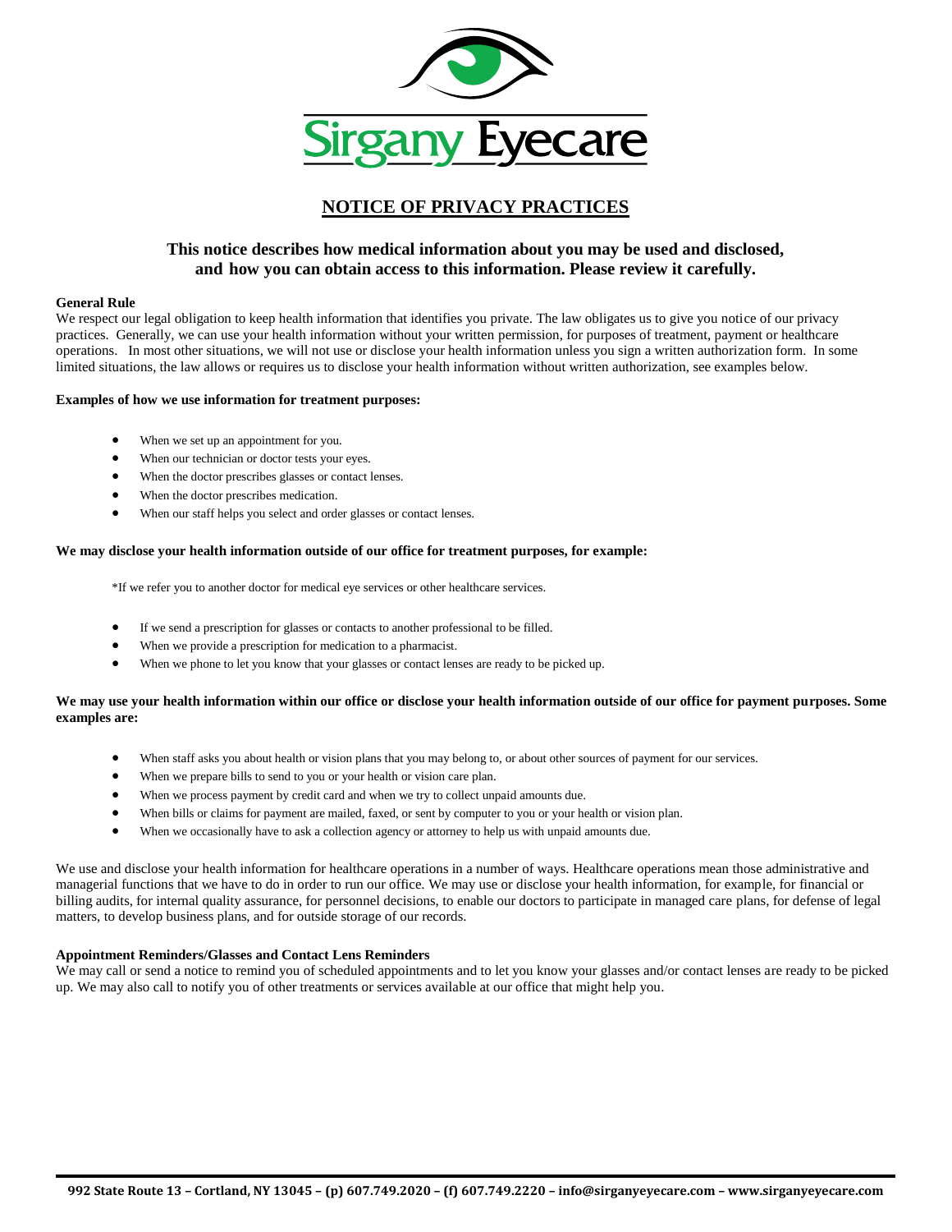Sirgany Eyecare

# NOTICE OF PRIVACY PRACTICES

## This notice describes how medical information about you may be used and disclosed, and how you can obtain access to this information. Please review it carefully.

**General Rule**

We respect our legal obligation to keep health information that identifies you private. The law obligates us to give you notice of our privacy practices. Generally, we can use your health information without your written permission, for purposes of treatment, payment or healthcare operations. In most other situations, we will not use or disclose your health information unless you sign a written authorization form. In some limited situations, the law allows or requires us to disclose your health information without written authorization, see examples below.

**Examples of how we use information for treatment purposes:**

- When we set up an appointment for you.
- When our technician or doctor tests your eyes.
- When the doctor prescribes glasses or contact lenses.
- When the doctor prescribes medication.
- When our staff helps you select and order glasses or contact lenses.

**We may disclose your health information outside of our office for treatment purposes, for example:**

*If we refer you to another doctor for medical eye services or other healthcare services.

- If we send a prescription for glasses or contacts to another professional to be filled.
- When we provide a prescription for medication to a pharmacist.
- When we phone to let you know that your glasses or contact lenses are ready to be picked up.

**We may use your health information within our office or disclose your health information outside of our office for payment purposes. Some examples are:**

- When staff asks you about health or vision plans that you may belong to, or about other sources of payment for our services.
- When we prepare bills to send to you or your health or vision care plan.
- When we process payment by credit card and when we try to collect unpaid amounts due.
- When bills or claims for payment are mailed, faxed, or sent by computer to you or your health or vision plan.
- When we occasionally have to ask a collection agency or attorney to help us with unpaid amounts due.

We use and disclose your health information for healthcare operations in a number of ways. Healthcare operations mean those administrative and managerial functions that we have to do in order to run our office. We may use or disclose your health information, for example, for financial or billing audits, for internal quality assurance, for personnel decisions, to enable our doctors to participate in managed care plans, for defense of legal matters, to develop business plans, and for outside storage of our records.

**Appointment Reminders/Glasses and Contact Lens Reminders**

We may call or send a notice to remind you of scheduled appointments and to let you know your glasses and/or contact lenses are ready to be picked up. We may also call to notify you of other treatments or services available at our office that might help you.

**992 State Route 13 – Cortland, NY 13045 – (p) 607.749.2020 – (f) 607.749.2220 – info@sirganyeyecare.com – www.sirganyeyecare.com**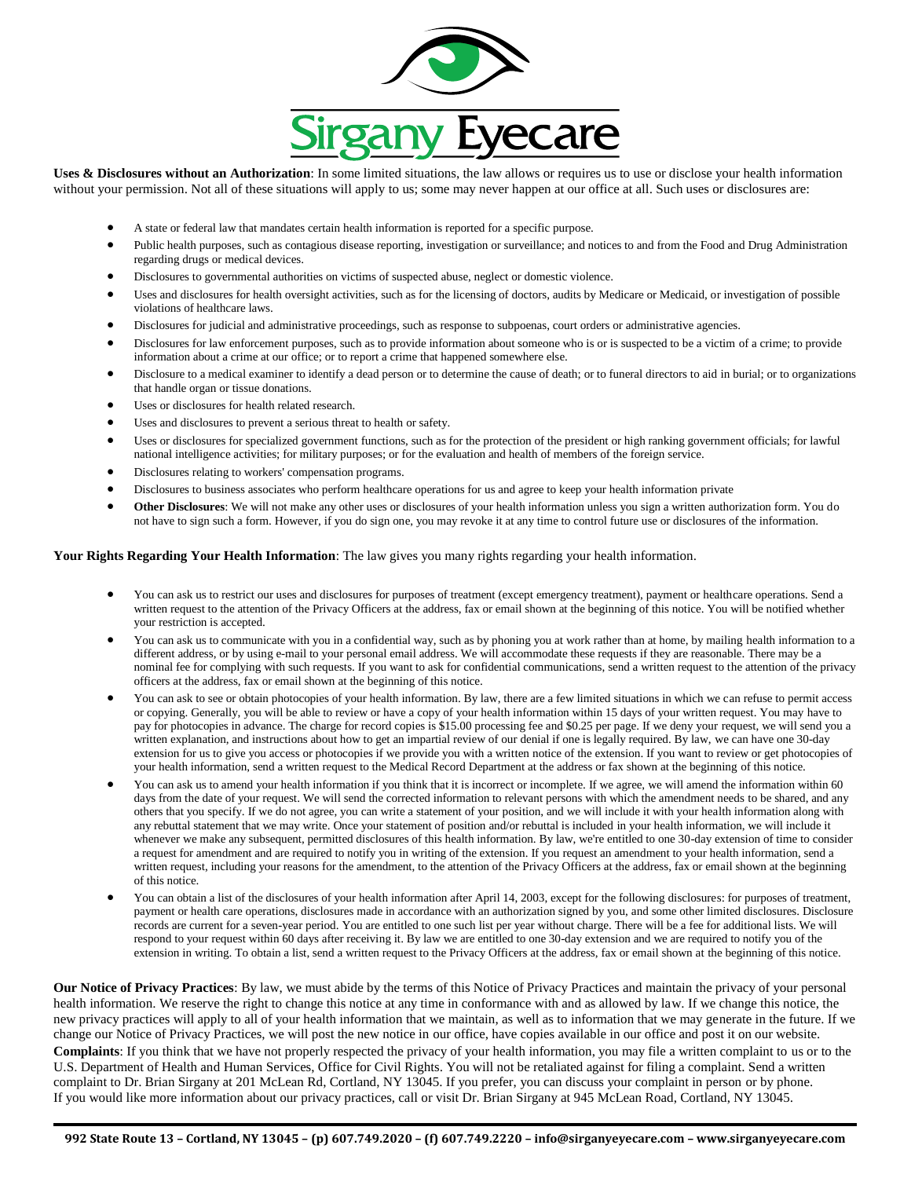Sirgany Eyecare

**Uses & Disclosures without an Authorization**: In some limited situations, the law allows or requires us to use or disclose your health information without your permission. Not all of these situations will apply to us; some may never happen at our office at all. Such uses or disclosures are:

- A state or federal law that mandates certain health information is reported for a specific purpose.
- Public health purposes, such as contagious disease reporting, investigation or surveillance; and notices to and from the Food and Drug Administration regarding drugs or medical devices.
- Disclosures to governmental authorities on victims of suspected abuse, neglect or domestic violence.
- Uses and disclosures for health oversight activities, such as for the licensing of doctors, audits by Medicare or Medicaid, or investigation of possible violations of healthcare laws.
- Disclosures for judicial and administrative proceedings, such as response to subpoenas, court orders or administrative agencies.
- Disclosures for law enforcement purposes, such as to provide information about someone who is or is suspected to be a victim of a crime; to provide information about a crime at our office; or to report a crime that happened somewhere else.
- Disclosure to a medical examiner to identify a dead person or to determine the cause of death; or to funeral directors to aid in burial; or to organizations that handle organ or tissue donations.
- Uses or disclosures for health related research.
- Uses and disclosures to prevent a serious threat to health or safety.
- Uses or disclosures for specialized government functions, such as for the protection of the president or high ranking government officials; for lawful national intelligence activities; for military purposes; or for the evaluation and health of members of the foreign service.
- Disclosures relating to workers' compensation programs.
- Disclosures to business associates who perform healthcare operations for us and agree to keep your health information private
- **Other Disclosures**: We will not make any other uses or disclosures of your health information unless you sign a written authorization form. You do not have to sign such a form. However, if you do sign one, you may revoke it at any time to control future use or disclosures of the information.

**Your Rights Regarding Your Health Information**: The law gives you many rights regarding your health information.

- You can ask us to restrict our uses and disclosures for purposes of treatment (except emergency treatment), payment or healthcare operations. Send a written request to the attention of the Privacy Officers at the address, fax or email shown at the beginning of this notice. You will be notified whether your restriction is accepted.
- You can ask us to communicate with you in a confidential way, such as by phoning you at work rather than at home, by mailing health information to a different address, or by using e-mail to your personal email address. We will accommodate these requests if they are reasonable. There may be a nominal fee for complying with such requests. If you want to ask for confidential communications, send a written request to the attention of the privacy officers at the address, fax or email shown at the beginning of this notice.
- You can ask to see or obtain photocopies of your health information. By law, there are a few limited situations in which we can refuse to permit access or copying. Generally, you will be able to review or have a copy of your health information within 15 days of your written request. You may have to pay for photocopies in advance. The charge for record copies is $15.00 processing fee and $0.25 per page. If we deny your request, we will send you a written explanation, and instructions about how to get an impartial review of our denial if one is legally required. By law, we can have one 30-day extension for us to give you access or photocopies if we provide you with a written notice of the extension. If you want to review or get photocopies of your health information, send a written request to the Medical Record Department at the address or fax shown at the beginning of this notice.
- You can ask us to amend your health information if you think that it is incorrect or incomplete. If we agree, we will amend the information within 60 days from the date of your request. We will send the corrected information to relevant persons with which the amendment needs to be shared, and any others that you specify. If we do not agree, you can write a statement of your position, and we will include it with your health information along with any rebuttal statement that we may write. Once your statement of position and/or rebuttal is included in your health information, we will include it whenever we make any subsequent, permitted disclosures of this health information. By law, we're entitled to one 30-day extension of time to consider a request for amendment and are required to notify you in writing of the extension. If you request an amendment to your health information, send a written request, including your reasons for the amendment, to the attention of the Privacy Officers at the address, fax or email shown at the beginning of this notice.
- You can obtain a list of the disclosures of your health information after April 14, 2003, except for the following disclosures: for purposes of treatment, payment or health care operations, disclosures made in accordance with an authorization signed by you, and some other limited disclosures. Disclosure records are current for a seven-year period. You are entitled to one such list per year without charge. There will be a fee for additional lists. We will respond to your request within 60 days after receiving it. By law we are entitled to one 30-day extension and we are required to notify you of the extension in writing. To obtain a list, send a written request to the Privacy Officers at the address, fax or email shown at the beginning of this notice.

**Our Notice of Privacy Practices**: By law, we must abide by the terms of this Notice of Privacy Practices and maintain the privacy of your personal health information. We reserve the right to change this notice at any time in conformance with and as allowed by law. If we change this notice, the new privacy practices will apply to all of your health information that we maintain, as well as to information that we may generate in the future. If we change our Notice of Privacy Practices, we will post the new notice in our office, have copies available in our office and post it on our website.

**Complaints**: If you think that we have not properly respected the privacy of your health information, you may file a written complaint to us or to the U.S. Department of Health and Human Services, Office for Civil Rights. You will not be retaliated against for filing a complaint. Send a written complaint to Dr. Brian Sirgany at 201 McLean Rd, Cortland, NY 13045. If you prefer, you can discuss your complaint in person or by phone. If you would like more information about our privacy practices, call or visit Dr. Brian Sirgany at 945 McLean Road, Cortland, NY 13045.

**992 State Route 13 – Cortland, NY 13045 – (p) 607.749.2020 – (f) 607.749.2220 – info@sirganyeyecare.com – www.sirganyeyecare.com**